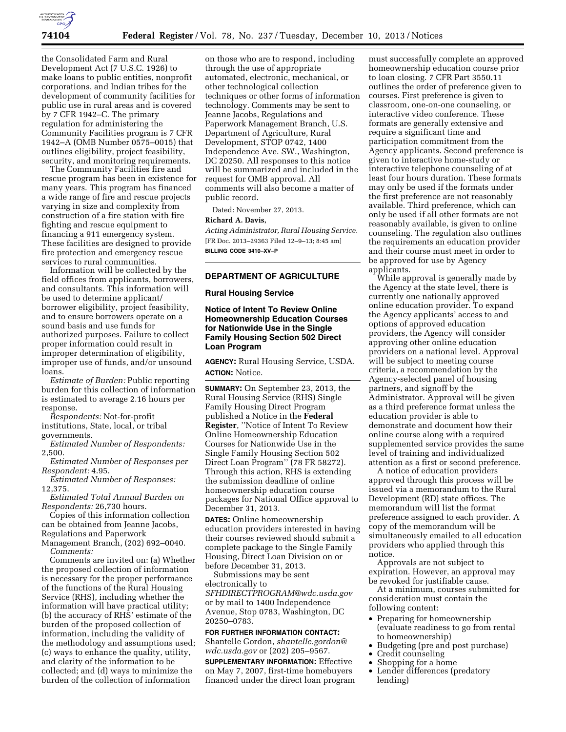the Consolidated Farm and Rural Development Act (7 U.S.C. 1926) to make loans to public entities, nonprofit corporations, and Indian tribes for the development of community facilities for public use in rural areas and is covered by 7 CFR 1942–C. The primary regulation for administering the Community Facilities program is 7 CFR 1942–A (OMB Number 0575–0015) that outlines eligibility, project feasibility, security, and monitoring requirements.

The Community Facilities fire and rescue program has been in existence for many years. This program has financed a wide range of fire and rescue projects varying in size and complexity from construction of a fire station with fire fighting and rescue equipment to financing a 911 emergency system. These facilities are designed to provide fire protection and emergency rescue services to rural communities.

Information will be collected by the field offices from applicants, borrowers, and consultants. This information will be used to determine applicant/borrower eligibility, project feasibility, and to ensure borrowers operate on a sound basis and use funds for authorized purposes. Failure to collect proper information could result in improper determination of eligibility, improper use of funds, and/or unsound loans.

*Estimate of Burden:* Public reporting burden for this collection of information is estimated to average 2.16 hours per response.

*Respondents:* Not-for-profit institutions, State, local, or tribal governments.

*Estimated Number of Respondents:* 2,500.

*Estimated Number of Responses per Respondent:* 4.95.

*Estimated Number of Responses:* 12,375.

*Estimated Total Annual Burden on Respondents:* 26,730 hours.

Copies of this information collection can be obtained from Jeanne Jacobs, Regulations and Paperwork Management Branch, (202) 692–0040.

*Comments:*

Comments are invited on: (a) Whether the proposed collection of information is necessary for the proper performance of the functions of the Rural Housing Service (RHS), including whether the information will have practical utility; (b) the accuracy of RHS' estimate of the burden of the proposed collection of information, including the validity of the methodology and assumptions used; (c) ways to enhance the quality, utility, and clarity of the information to be collected; and (d) ways to minimize the burden of the collection of information on those who are to respond, including through the use of appropriate automated, electronic, mechanical, or other technological collection techniques or other forms of information technology. Comments may be sent to Jeanne Jacobs, Regulations and Paperwork Management Branch, U.S. Department of Agriculture, Rural Development, STOP 0742, 1400 Independence Ave. SW., Washington, DC 20250. All responses to this notice will be summarized and included in the request for OMB approval. All comments will also become a matter of public record.

Dated: November 27, 2013.

**Richard A. Davis,**

*Acting Administrator, Rural Housing Service.*

[FR Doc. 2013–29363 Filed 12–9–13; 8:45 am]

**BILLING CODE 3410–XV–P**

## DEPARTMENT OF AGRICULTURE

### Rural Housing Service

### Notice of Intent To Review Online Homeownership Education Courses for Nationwide Use in the Single Family Housing Section 502 Direct Loan Program

**AGENCY:** Rural Housing Service, USDA.

**ACTION:** Notice.

**SUMMARY:** On September 23, 2013, the Rural Housing Service (RHS) Single Family Housing Direct Program published a Notice in the **Federal Register**, ''Notice of Intent To Review Online Homeownership Education Courses for Nationwide Use in the Single Family Housing Section 502 Direct Loan Program'' (78 FR 58272). Through this action, RHS is extending the submission deadline of online homeownership education course packages for National Office approval to December 31, 2013.

**DATES:** Online homeownership education providers interested in having their courses reviewed should submit a complete package to the Single Family Housing, Direct Loan Division on or before December 31, 2013.

Submissions may be sent electronically to *SFHDIRECTPROGRAM@wdc.usda.gov* or by mail to 1400 Independence Avenue, Stop 0783, Washington, DC 20250–0783.

**FOR FURTHER INFORMATION CONTACT:** Shantelle Gordon, *shantelle.gordon@wdc.usda.gov* or (202) 205–9567.

**SUPPLEMENTARY INFORMATION:** Effective on May 7, 2007, first-time homebuyers financed under the direct loan program must successfully complete an approved homeownership education course prior to loan closing. 7 CFR Part 3550.11 outlines the order of preference given to courses. First preference is given to classroom, one-on-one counseling, or interactive video conference. These formats are generally extensive and require a significant time and participation commitment from the Agency applicants. Second preference is given to interactive home-study or interactive telephone counseling of at least four hours duration. These formats may only be used if the formats under the first preference are not reasonably available. Third preference, which can only be used if all other formats are not reasonably available, is given to online counseling. The regulation also outlines the requirements an education provider and their course must meet in order to be approved for use by Agency applicants.

While approval is generally made by the Agency at the state level, there is currently one nationally approved online education provider. To expand the Agency applicants' access to and options of approved education providers, the Agency will consider approving other online education providers on a national level. Approval will be subject to meeting course criteria, a recommendation by the Agency-selected panel of housing partners, and signoff by the Administrator. Approval will be given as a third preference format unless the education provider is able to demonstrate and document how their online course along with a required supplemented service provides the same level of training and individualized attention as a first or second preference.

A notice of education providers approved through this process will be issued via a memorandum to the Rural Development (RD) state offices. The memorandum will list the format preference assigned to each provider. A copy of the memorandum will be simultaneously emailed to all education providers who applied through this notice.

Approvals are not subject to expiration. However, an approval may be revoked for justifiable cause.

At a minimum, courses submitted for consideration must contain the following content:

- Preparing for homeownership (evaluate readiness to go from rental to homeownership)
- Budgeting (pre and post purchase)
- Credit counseling
- Shopping for a home
- Lender differences (predatory lending)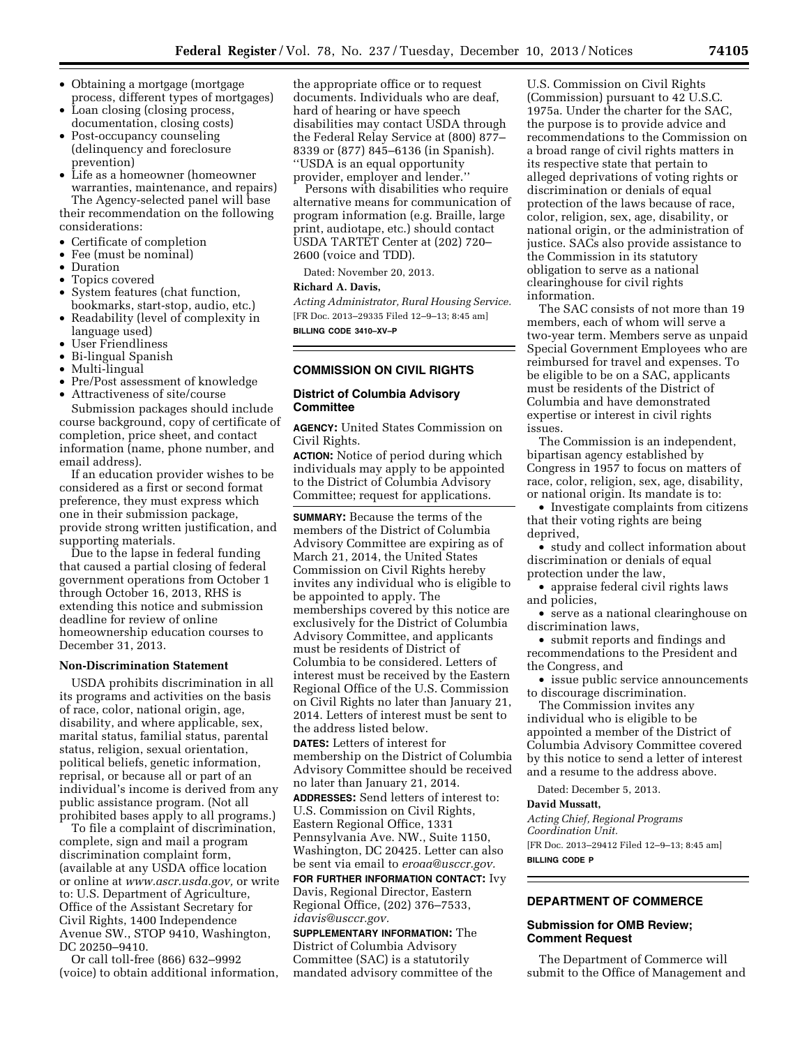- Obtaining a mortgage (mortgage process, different types of mortgages)
- Loan closing (closing process, documentation, closing costs)
- Post-occupancy counseling (delinquency and foreclosure prevention)
- Life as a homeowner (homeowner warranties, maintenance, and repairs)

The Agency-selected panel will base their recommendation on the following considerations:

- Certificate of completion
- Fee (must be nominal)
- Duration
- Topics covered
- System features (chat function, bookmarks, start-stop, audio, etc.)
- Readability (level of complexity in language used)
- User Friendliness
- Bi-lingual Spanish
- Multi-lingual
- Pre/Post assessment of knowledge
- Attractiveness of site/course

Submission packages should include course background, copy of certificate of completion, price sheet, and contact information (name, phone number, and email address).

If an education provider wishes to be considered as a first or second format preference, they must express which one in their submission package, provide strong written justification, and supporting materials.

Due to the lapse in federal funding that caused a partial closing of federal government operations from October 1 through October 16, 2013, RHS is extending this notice and submission deadline for review of online homeownership education courses to December 31, 2013.

### Non-Discrimination Statement

USDA prohibits discrimination in all its programs and activities on the basis of race, color, national origin, age, disability, and where applicable, sex, marital status, familial status, parental status, religion, sexual orientation, political beliefs, genetic information, reprisal, or because all or part of an individual's income is derived from any public assistance program. (Not all prohibited bases apply to all programs.)

To file a complaint of discrimination, complete, sign and mail a program discrimination complaint form, (available at any USDA office location or online at *www.ascr.usda.gov,* or write to: U.S. Department of Agriculture, Office of the Assistant Secretary for Civil Rights, 1400 Independence Avenue SW., STOP 9410, Washington, DC 20250–9410.

Or call toll-free (866) 632–9992 (voice) to obtain additional information, the appropriate office or to request documents. Individuals who are deaf, hard of hearing or have speech disabilities may contact USDA through the Federal Relay Service at (800) 877–8339 or (877) 845–6136 (in Spanish). "USDA is an equal opportunity provider, employer and lender."

Persons with disabilities who require alternative means for communication of program information (e.g. Braille, large print, audiotape, etc.) should contact USDA TARTET Center at (202) 720–2600 (voice and TDD).

Dated: November 20, 2013.

**Richard A. Davis,**

*Acting Administrator, Rural Housing Service.*

[FR Doc. 2013–29335 Filed 12–9–13; 8:45 am]

**BILLING CODE 3410–XV–P**

---

## COMMISSION ON CIVIL RIGHTS

### District of Columbia Advisory Committee

**AGENCY:** United States Commission on Civil Rights.

**ACTION:** Notice of period during which individuals may apply to be appointed to the District of Columbia Advisory Committee; request for applications.

**SUMMARY:** Because the terms of the members of the District of Columbia Advisory Committee are expiring as of March 21, 2014, the United States Commission on Civil Rights hereby invites any individual who is eligible to be appointed to apply. The memberships covered by this notice are exclusively for the District of Columbia Advisory Committee, and applicants must be residents of District of Columbia to be considered. Letters of interest must be received by the Eastern Regional Office of the U.S. Commission on Civil Rights no later than January 21, 2014. Letters of interest must be sent to the address listed below.

**DATES:** Letters of interest for membership on the District of Columbia Advisory Committee should be received no later than January 21, 2014.

**ADDRESSES:** Send letters of interest to: U.S. Commission on Civil Rights, Eastern Regional Office, 1331 Pennsylvania Ave. NW., Suite 1150, Washington, DC 20425. Letter can also be sent via email to *eroaa@usccr.gov.*

**FOR FURTHER INFORMATION CONTACT:** Ivy Davis, Regional Director, Eastern Regional Office, (202) 376–7533, *idavis@usccr.gov.*

**SUPPLEMENTARY INFORMATION:** The District of Columbia Advisory Committee (SAC) is a statutorily mandated advisory committee of the U.S. Commission on Civil Rights (Commission) pursuant to 42 U.S.C. 1975a. Under the charter for the SAC, the purpose is to provide advice and recommendations to the Commission on a broad range of civil rights matters in its respective state that pertain to alleged deprivations of voting rights or discrimination or denials of equal protection of the laws because of race, color, religion, sex, age, disability, or national origin, or the administration of justice. SACs also provide assistance to the Commission in its statutory obligation to serve as a national clearinghouse for civil rights information.

The SAC consists of not more than 19 members, each of whom will serve a two-year term. Members serve as unpaid Special Government Employees who are reimbursed for travel and expenses. To be eligible to be on a SAC, applicants must be residents of the District of Columbia and have demonstrated expertise or interest in civil rights issues.

The Commission is an independent, bipartisan agency established by Congress in 1957 to focus on matters of race, color, religion, sex, age, disability, or national origin. Its mandate is to:

- Investigate complaints from citizens that their voting rights are being deprived,
- study and collect information about discrimination or denials of equal protection under the law,
- appraise federal civil rights laws and policies,
- serve as a national clearinghouse on discrimination laws,
- submit reports and findings and recommendations to the President and the Congress, and
- issue public service announcements to discourage discrimination.

The Commission invites any individual who is eligible to be appointed a member of the District of Columbia Advisory Committee covered by this notice to send a letter of interest and a resume to the address above.

Dated: December 5, 2013.

**David Mussatt,**

*Acting Chief, Regional Programs Coordination Unit.*

[FR Doc. 2013–29412 Filed 12–9–13; 8:45 am]

**BILLING CODE P**

---

## DEPARTMENT OF COMMERCE

### Submission for OMB Review; Comment Request

The Department of Commerce will submit to the Office of Management and